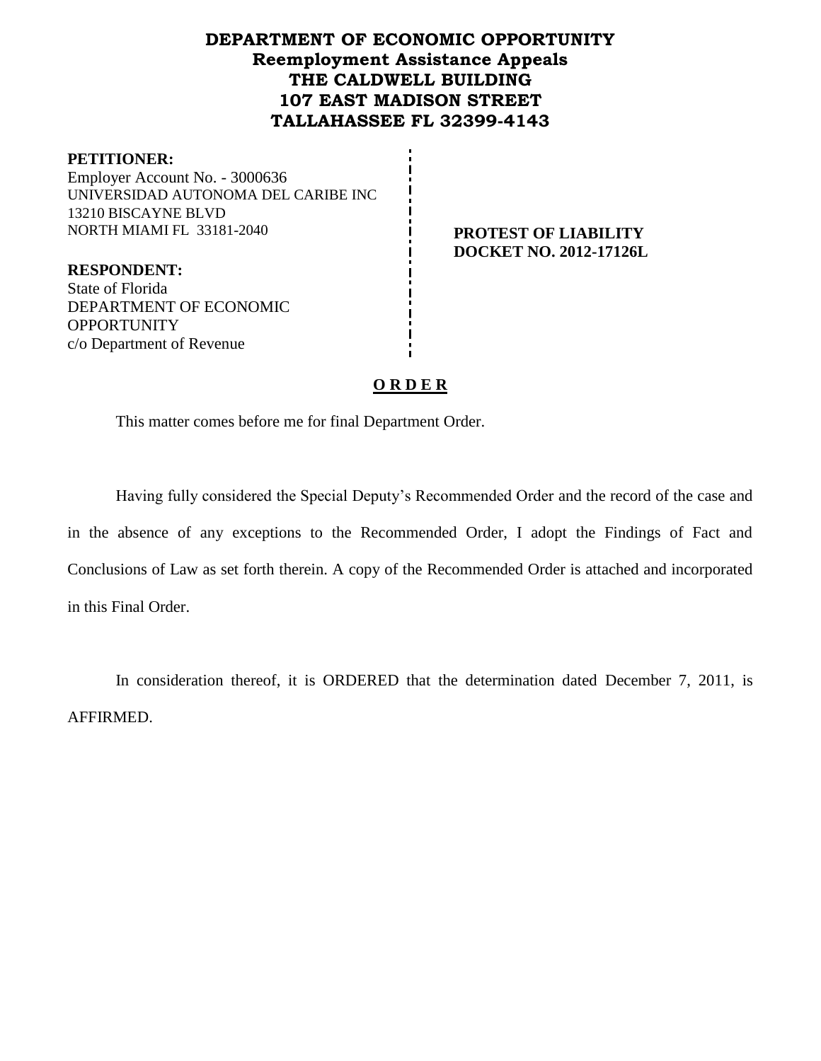# DEPARTMENT OF ECONOMIC OPPORTUNITY
## Reemployment Assistance Appeals
## THE CALDWELL BUILDING
## 107 EAST MADISON STREET
## TALLAHASSEE FL 32399-4143

**PETITIONER:**
Employer Account No. - 3000636
UNIVERSIDAD AUTONOMA DEL CARIBE INC
13210 BISCAYNE BLVD
NORTH MIAMI FL 33181-2040

**PROTEST OF LIABILITY**
**DOCKET NO. 2012-17126L**

**RESPONDENT:**
State of Florida
DEPARTMENT OF ECONOMIC OPPORTUNITY
c/o Department of Revenue

**O R D E R**

This matter comes before me for final Department Order.

Having fully considered the Special Deputy's Recommended Order and the record of the case and in the absence of any exceptions to the Recommended Order, I adopt the Findings of Fact and Conclusions of Law as set forth therein. A copy of the Recommended Order is attached and incorporated in this Final Order.

In consideration thereof, it is ORDERED that the determination dated December 7, 2011, is AFFIRMED.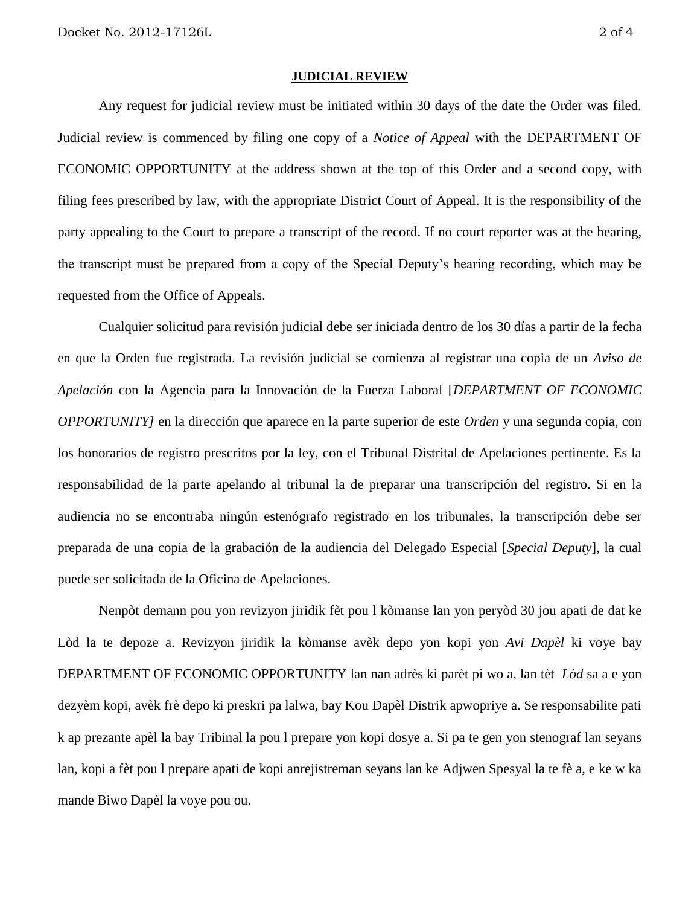## JUDICIAL REVIEW

Any request for judicial review must be initiated within 30 days of the date the Order was filed. Judicial review is commenced by filing one copy of a *Notice of Appeal* with the DEPARTMENT OF ECONOMIC OPPORTUNITY at the address shown at the top of this Order and a second copy, with filing fees prescribed by law, with the appropriate District Court of Appeal. It is the responsibility of the party appealing to the Court to prepare a transcript of the record. If no court reporter was at the hearing, the transcript must be prepared from a copy of the Special Deputy's hearing recording, which may be requested from the Office of Appeals.

Cualquier solicitud para revisión judicial debe ser iniciada dentro de los 30 días a partir de la fecha en que la Orden fue registrada. La revisión judicial se comienza al registrar una copia de un *Aviso de Apelación* con la Agencia para la Innovación de la Fuerza Laboral [*DEPARTMENT OF ECONOMIC OPPORTUNITY]* en la dirección que aparece en la parte superior de este *Orden* y una segunda copia, con los honorarios de registro prescritos por la ley, con el Tribunal Distrital de Apelaciones pertinente. Es la responsabilidad de la parte apelando al tribunal la de preparar una transcripción del registro. Si en la audiencia no se encontraba ningún estenógrafo registrado en los tribunales, la transcripción debe ser preparada de una copia de la grabación de la audiencia del Delegado Especial [*Special Deputy*], la cual puede ser solicitada de la Oficina de Apelaciones.

Nenpòt demann pou yon revizyon jiridik fèt pou l kòmanse lan yon peryòd 30 jou apati de dat ke Lòd la te depoze a. Revizyon jiridik la kòmanse avèk depo yon kopi yon *Avi Dapèl* ki voye bay DEPARTMENT OF ECONOMIC OPPORTUNITY lan nan adrès ki parèt pi wo a, lan tèt *Lòd* sa a e yon dezyèm kopi, avèk frè depo ki preskri pa lalwa, bay Kou Dapèl Distrik apwopriye a. Se responsabilite pati k ap prezante apèl la bay Tribinal la pou l prepare yon kopi dosye a. Si pa te gen yon stenograf lan seyans lan, kopi a fèt pou l prepare apati de kopi anrejistreman seyans lan ke Adjwen Spesyal la te fè a, e ke w ka mande Biwo Dapèl la voye pou ou.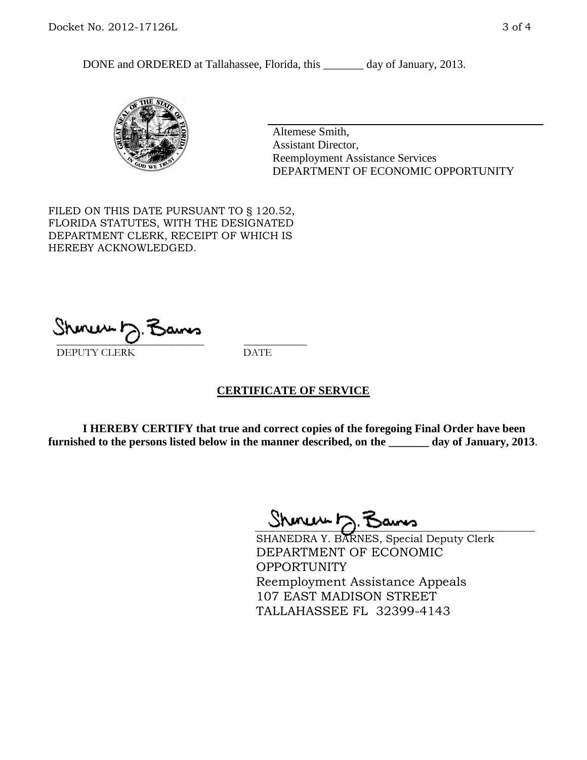DONE and ORDERED at Tallahassee, Florida, this _______ day of January, 2013.

Altemese Smith,
Assistant Director,
Reemployment Assistance Services
DEPARTMENT OF ECONOMIC OPPORTUNITY

FILED ON THIS DATE PURSUANT TO § 120.52, FLORIDA STATUTES, WITH THE DESIGNATED DEPARTMENT CLERK, RECEIPT OF WHICH IS HEREBY ACKNOWLEDGED.

_______________________ ___________
DEPUTY CLERK DATE

## CERTIFICATE OF SERVICE

**I HEREBY CERTIFY that true and correct copies of the foregoing Final Order have been furnished to the persons listed below in the manner described, on the _______ day of January, 2013**.

SHANEDRA Y. BARNES, Special Deputy Clerk
DEPARTMENT OF ECONOMIC OPPORTUNITY
Reemployment Assistance Appeals
107 EAST MADISON STREET
TALLAHASSEE FL 32399-4143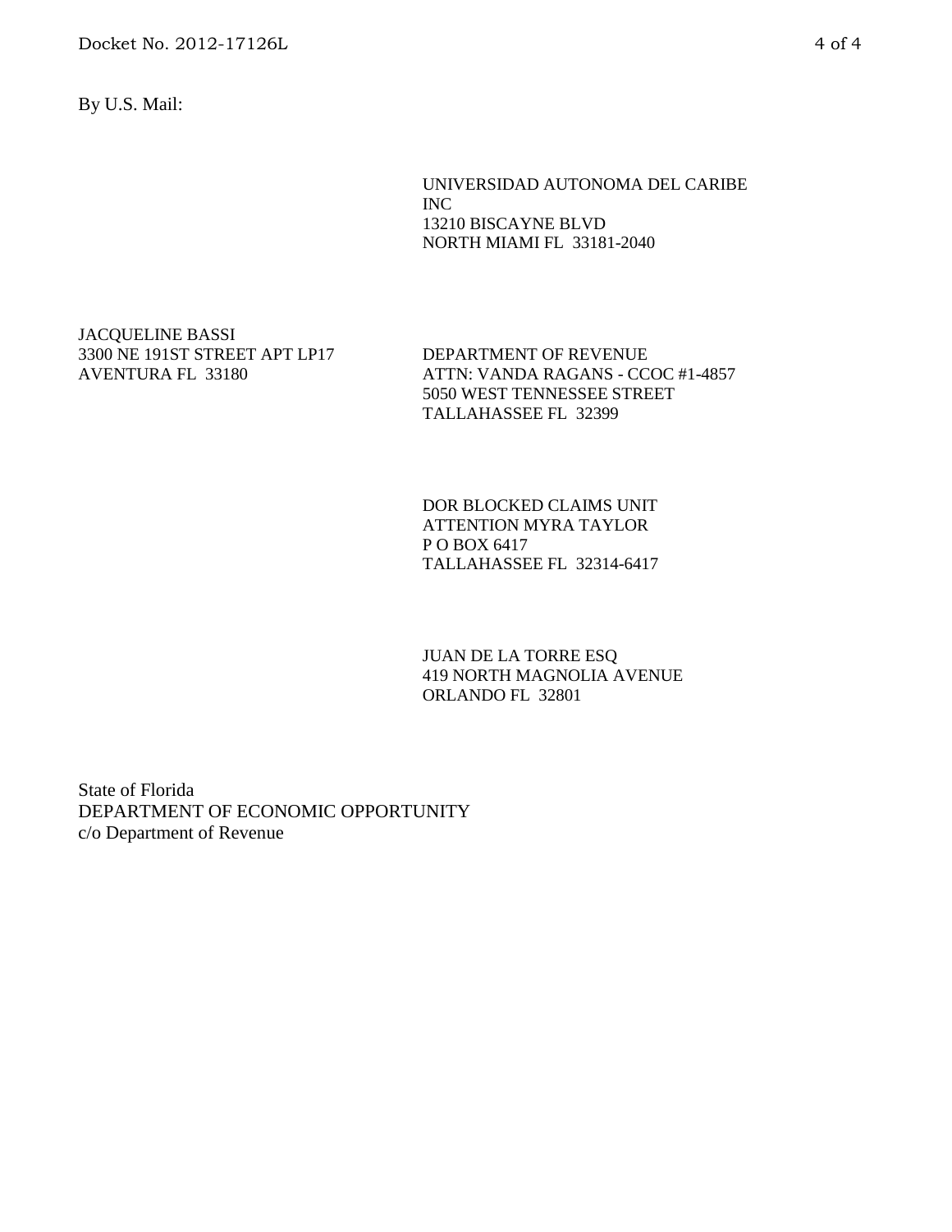By U.S. Mail:

UNIVERSIDAD AUTONOMA DEL CARIBE INC
13210 BISCAYNE BLVD
NORTH MIAMI FL 33181-2040

JACQUELINE BASSI
3300 NE 191ST STREET APT LP17
AVENTURA FL 33180

DEPARTMENT OF REVENUE
ATTN: VANDA RAGANS - CCOC #1-4857
5050 WEST TENNESSEE STREET
TALLAHASSEE FL 32399

DOR BLOCKED CLAIMS UNIT
ATTENTION MYRA TAYLOR
P O BOX 6417
TALLAHASSEE FL 32314-6417

JUAN DE LA TORRE ESQ
419 NORTH MAGNOLIA AVENUE
ORLANDO FL 32801

State of Florida
DEPARTMENT OF ECONOMIC OPPORTUNITY
c/o Department of Revenue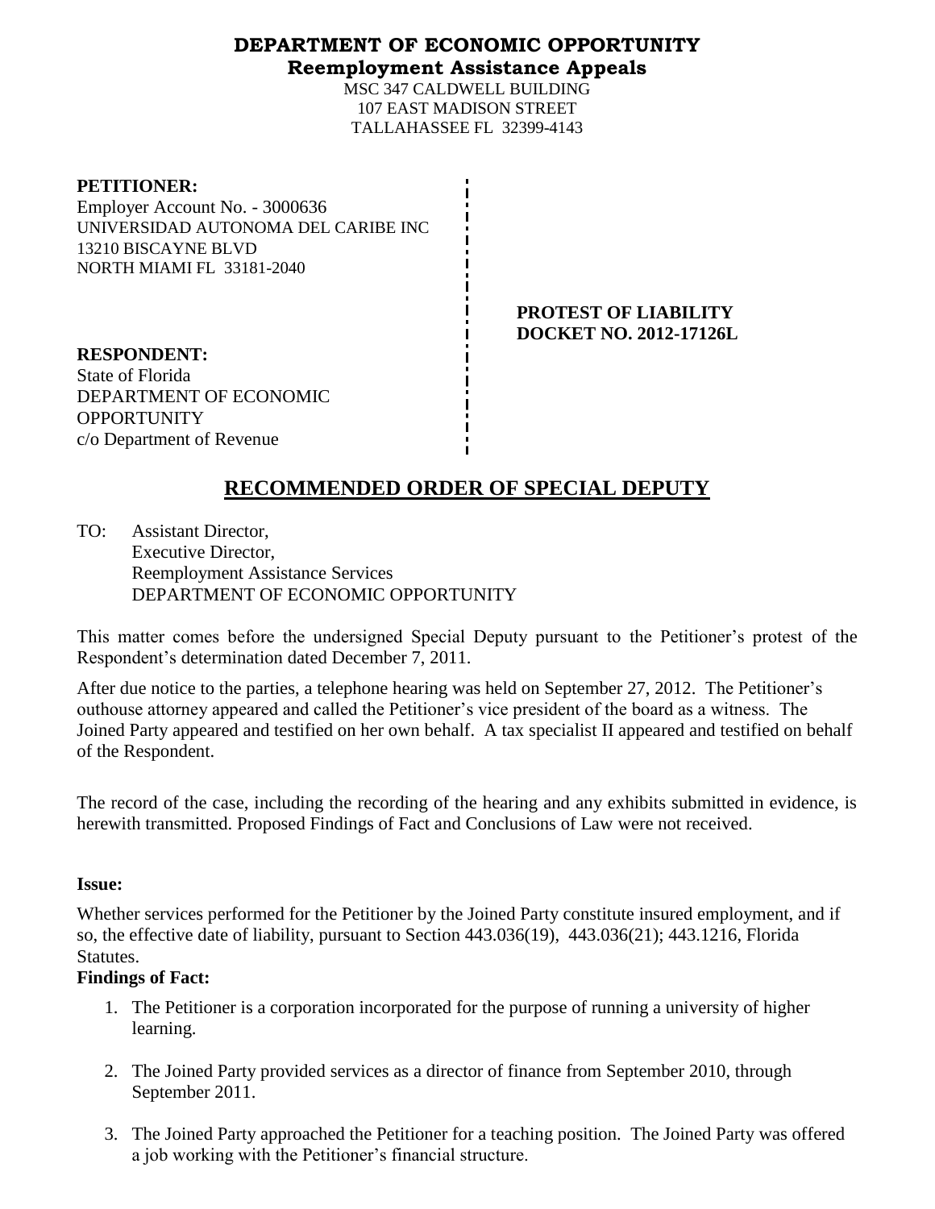**DEPARTMENT OF ECONOMIC OPPORTUNITY**
**Reemployment Assistance Appeals**

MSC 347 CALDWELL BUILDING
107 EAST MADISON STREET
TALLAHASSEE FL 32399-4143

**PETITIONER:**
Employer Account No. - 3000636
UNIVERSIDAD AUTONOMA DEL CARIBE INC
13210 BISCAYNE BLVD
NORTH MIAMI FL 33181-2040

**PROTEST OF LIABILITY**
**DOCKET NO. 2012-17126L**

**RESPONDENT:**
State of Florida
DEPARTMENT OF ECONOMIC OPPORTUNITY
c/o Department of Revenue

# RECOMMENDED ORDER OF SPECIAL DEPUTY

TO: Assistant Director,
Executive Director,
Reemployment Assistance Services
DEPARTMENT OF ECONOMIC OPPORTUNITY

This matter comes before the undersigned Special Deputy pursuant to the Petitioner's protest of the Respondent's determination dated December 7, 2011.

After due notice to the parties, a telephone hearing was held on September 27, 2012. The Petitioner's outhouse attorney appeared and called the Petitioner's vice president of the board as a witness. The Joined Party appeared and testified on her own behalf. A tax specialist II appeared and testified on behalf of the Respondent.

The record of the case, including the recording of the hearing and any exhibits submitted in evidence, is herewith transmitted. Proposed Findings of Fact and Conclusions of Law were not received.

**Issue:**

Whether services performed for the Petitioner by the Joined Party constitute insured employment, and if so, the effective date of liability, pursuant to Section 443.036(19), 443.036(21); 443.1216, Florida Statutes.

**Findings of Fact:**

1. The Petitioner is a corporation incorporated for the purpose of running a university of higher learning.
2. The Joined Party provided services as a director of finance from September 2010, through September 2011.
3. The Joined Party approached the Petitioner for a teaching position. The Joined Party was offered a job working with the Petitioner's financial structure.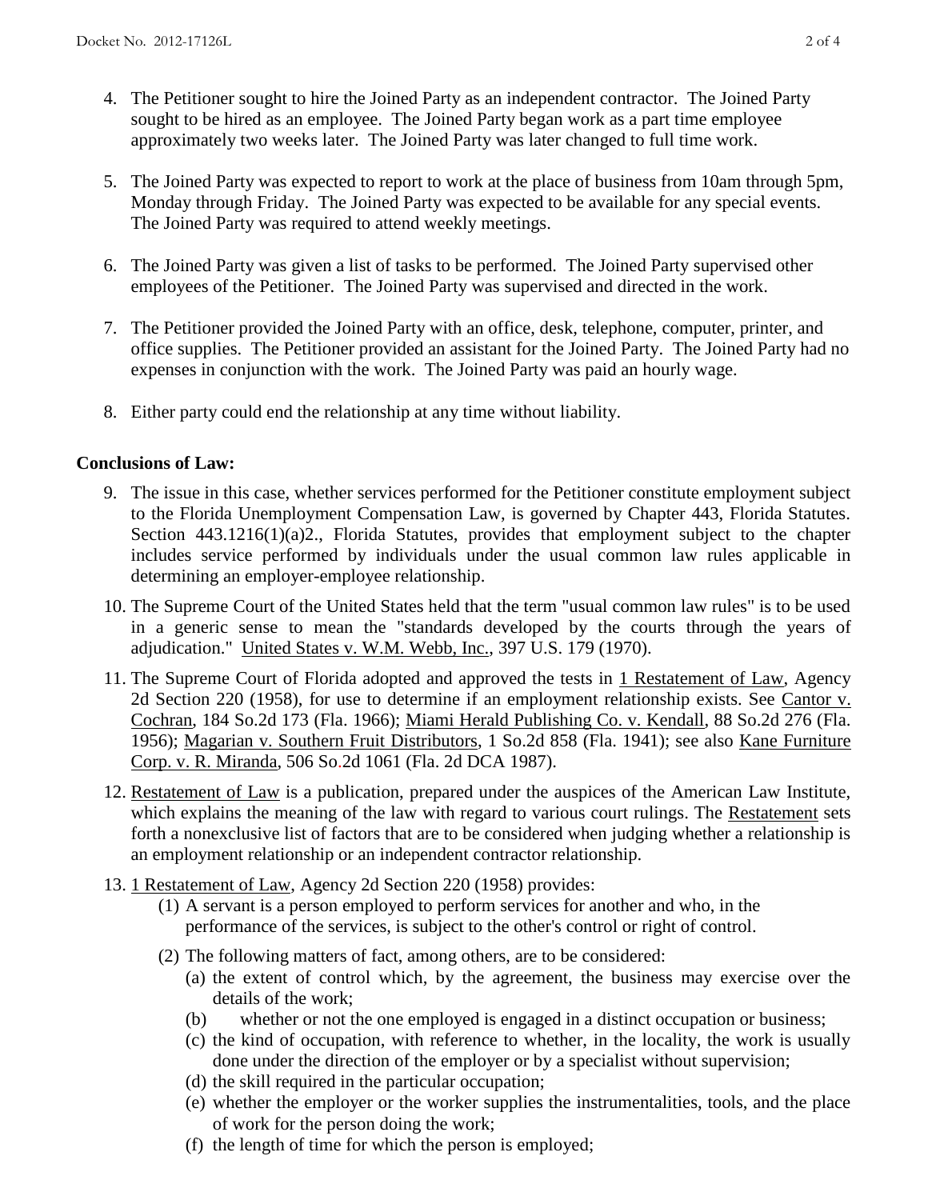4. The Petitioner sought to hire the Joined Party as an independent contractor. The Joined Party sought to be hired as an employee. The Joined Party began work as a part time employee approximately two weeks later. The Joined Party was later changed to full time work.

5. The Joined Party was expected to report to work at the place of business from 10am through 5pm, Monday through Friday. The Joined Party was expected to be available for any special events. The Joined Party was required to attend weekly meetings.

6. The Joined Party was given a list of tasks to be performed. The Joined Party supervised other employees of the Petitioner. The Joined Party was supervised and directed in the work.

7. The Petitioner provided the Joined Party with an office, desk, telephone, computer, printer, and office supplies. The Petitioner provided an assistant for the Joined Party. The Joined Party had no expenses in conjunction with the work. The Joined Party was paid an hourly wage.

8. Either party could end the relationship at any time without liability.

## Conclusions of Law:

9. The issue in this case, whether services performed for the Petitioner constitute employment subject to the Florida Unemployment Compensation Law, is governed by Chapter 443, Florida Statutes. Section 443.1216(1)(a)2., Florida Statutes, provides that employment subject to the chapter includes service performed by individuals under the usual common law rules applicable in determining an employer-employee relationship.

10. The Supreme Court of the United States held that the term "usual common law rules" is to be used in a generic sense to mean the "standards developed by the courts through the years of adjudication." United States v. W.M. Webb, Inc., 397 U.S. 179 (1970).

11. The Supreme Court of Florida adopted and approved the tests in 1 Restatement of Law, Agency 2d Section 220 (1958), for use to determine if an employment relationship exists. See Cantor v. Cochran, 184 So.2d 173 (Fla. 1966); Miami Herald Publishing Co. v. Kendall, 88 So.2d 276 (Fla. 1956); Magarian v. Southern Fruit Distributors, 1 So.2d 858 (Fla. 1941); see also Kane Furniture Corp. v. R. Miranda, 506 So.2d 1061 (Fla. 2d DCA 1987).

12. Restatement of Law is a publication, prepared under the auspices of the American Law Institute, which explains the meaning of the law with regard to various court rulings. The Restatement sets forth a nonexclusive list of factors that are to be considered when judging whether a relationship is an employment relationship or an independent contractor relationship.

13. 1 Restatement of Law, Agency 2d Section 220 (1958) provides:
    (1) A servant is a person employed to perform services for another and who, in the performance of the services, is subject to the other's control or right of control.
    (2) The following matters of fact, among others, are to be considered:
        (a) the extent of control which, by the agreement, the business may exercise over the details of the work;
        (b) whether or not the one employed is engaged in a distinct occupation or business;
        (c) the kind of occupation, with reference to whether, in the locality, the work is usually done under the direction of the employer or by a specialist without supervision;
        (d) the skill required in the particular occupation;
        (e) whether the employer or the worker supplies the instrumentalities, tools, and the place of work for the person doing the work;
        (f) the length of time for which the person is employed;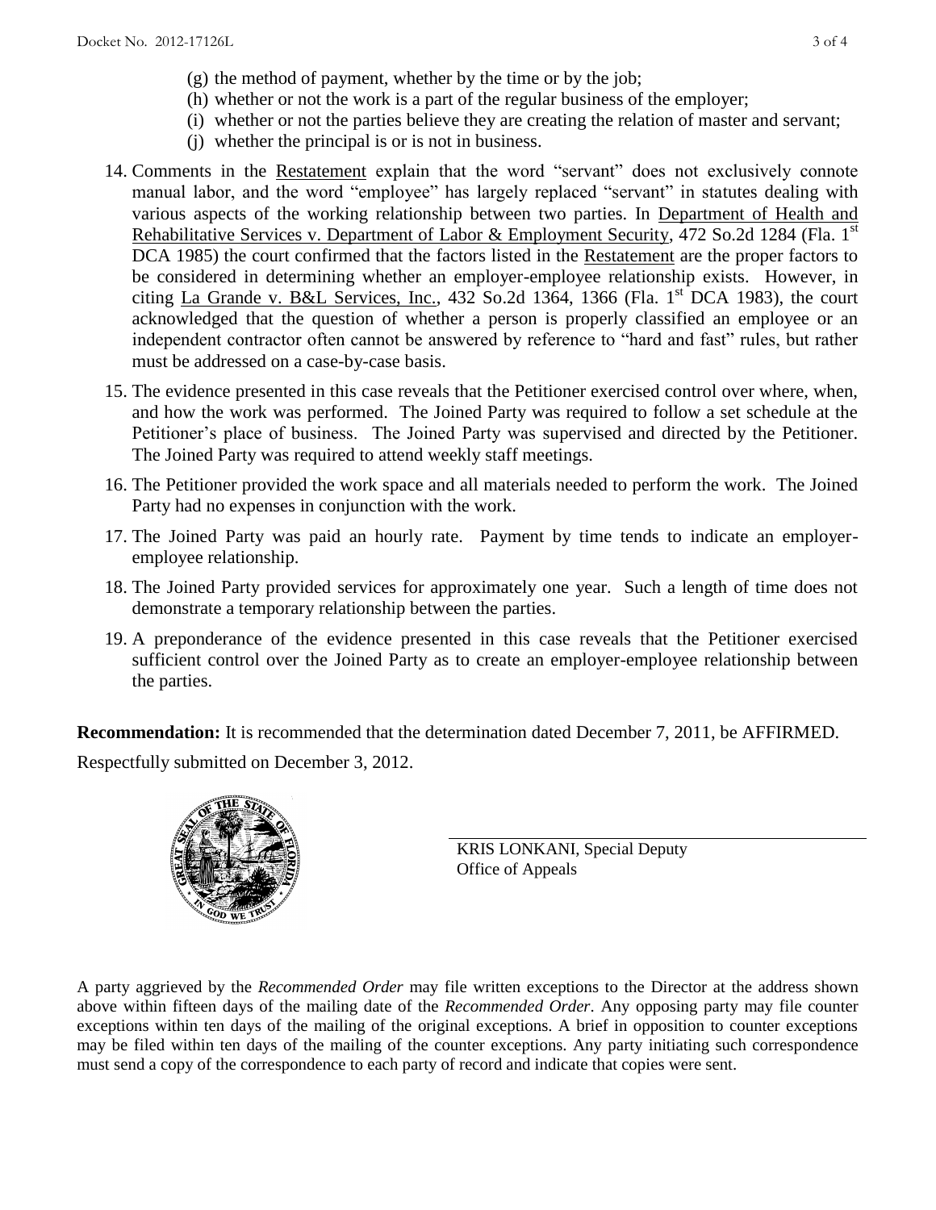(g) the method of payment, whether by the time or by the job;
(h) whether or not the work is a part of the regular business of the employer;
(i) whether or not the parties believe they are creating the relation of master and servant;
(j) whether the principal is or is not in business.

14. Comments in the Restatement explain that the word "servant" does not exclusively connote manual labor, and the word "employee" has largely replaced "servant" in statutes dealing with various aspects of the working relationship between two parties. In Department of Health and Rehabilitative Services v. Department of Labor & Employment Security, 472 So.2d 1284 (Fla. 1st DCA 1985) the court confirmed that the factors listed in the Restatement are the proper factors to be considered in determining whether an employer-employee relationship exists. However, in citing La Grande v. B&L Services, Inc., 432 So.2d 1364, 1366 (Fla. 1st DCA 1983), the court acknowledged that the question of whether a person is properly classified an employee or an independent contractor often cannot be answered by reference to "hard and fast" rules, but rather must be addressed on a case-by-case basis.

15. The evidence presented in this case reveals that the Petitioner exercised control over where, when, and how the work was performed. The Joined Party was required to follow a set schedule at the Petitioner's place of business. The Joined Party was supervised and directed by the Petitioner. The Joined Party was required to attend weekly staff meetings.

16. The Petitioner provided the work space and all materials needed to perform the work. The Joined Party had no expenses in conjunction with the work.

17. The Joined Party was paid an hourly rate. Payment by time tends to indicate an employer-employee relationship.

18. The Joined Party provided services for approximately one year. Such a length of time does not demonstrate a temporary relationship between the parties.

19. A preponderance of the evidence presented in this case reveals that the Petitioner exercised sufficient control over the Joined Party as to create an employer-employee relationship between the parties.

**Recommendation:** It is recommended that the determination dated December 7, 2011, be AFFIRMED.

Respectfully submitted on December 3, 2012.

KRIS LONKANI, Special Deputy
Office of Appeals

A party aggrieved by the *Recommended Order* may file written exceptions to the Director at the address shown above within fifteen days of the mailing date of the *Recommended Order*. Any opposing party may file counter exceptions within ten days of the mailing of the original exceptions. A brief in opposition to counter exceptions may be filed within ten days of the mailing of the counter exceptions. Any party initiating such correspondence must send a copy of the correspondence to each party of record and indicate that copies were sent.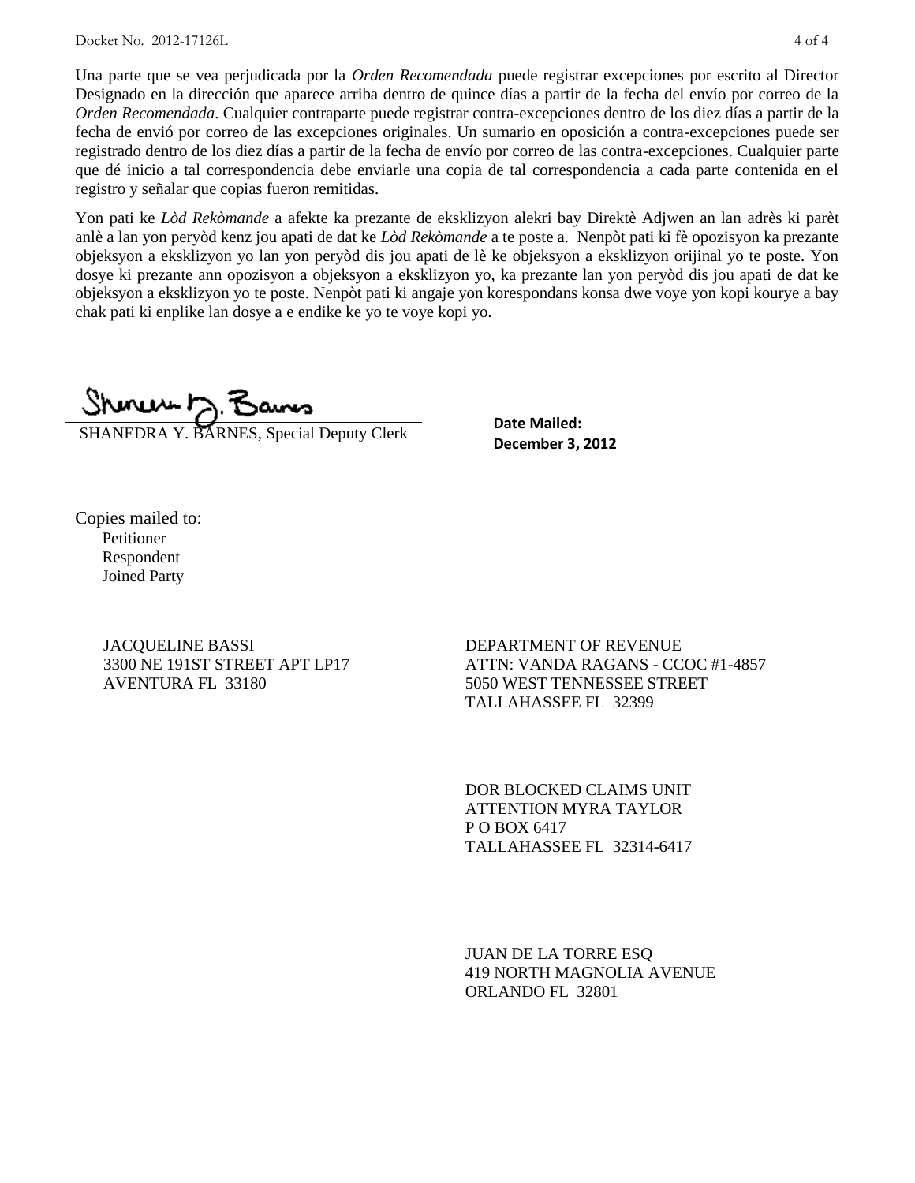Una parte que se vea perjudicada por la *Orden Recomendada* puede registrar excepciones por escrito al Director Designado en la dirección que aparece arriba dentro de quince días a partir de la fecha del envío por correo de la *Orden Recomendada*. Cualquier contraparte puede registrar contra-excepciones dentro de los diez días a partir de la fecha de envió por correo de las excepciones originales. Un sumario en oposición a contra-excepciones puede ser registrado dentro de los diez días a partir de la fecha de envío por correo de las contra-excepciones. Cualquier parte que dé inicio a tal correspondencia debe enviarle una copia de tal correspondencia a cada parte contenida en el registro y señalar que copias fueron remitidas.

Yon pati ke *Lòd Rekòmande* a afekte ka prezante de eksklizyon alekri bay Direktè Adjwen an lan adrès ki parèt anlè a lan yon peryòd kenz jou apati de dat ke *Lòd Rekòmande* a te poste a. Nenpòt pati ki fè opozisyon ka prezante objeksyon a eksklizyon yo lan yon peryòd dis jou apati de lè ke objeksyon a eksklizyon orijinal yo te poste. Yon dosye ki prezante ann opozisyon a objeksyon a eksklizyon yo, ka prezante lan yon peryòd dis jou apati de dat ke objeksyon a eksklizyon yo te poste. Nenpòt pati ki angaje yon korespondans konsa dwe voye yon kopi kourye a bay chak pati ki enplike lan dosye a e endike ke yo te voye kopi yo.

SHANEDRA Y. BARNES, Special Deputy Clerk

**Date Mailed:**
**December 3, 2012**

Copies mailed to:
Petitioner
Respondent
Joined Party

JACQUELINE BASSI
3300 NE 191ST STREET APT LP17
AVENTURA FL 33180

DEPARTMENT OF REVENUE
ATTN: VANDA RAGANS - CCOC #1-4857
5050 WEST TENNESSEE STREET
TALLAHASSEE FL 32399

DOR BLOCKED CLAIMS UNIT
ATTENTION MYRA TAYLOR
P O BOX 6417
TALLAHASSEE FL 32314-6417

JUAN DE LA TORRE ESQ
419 NORTH MAGNOLIA AVENUE
ORLANDO FL 32801